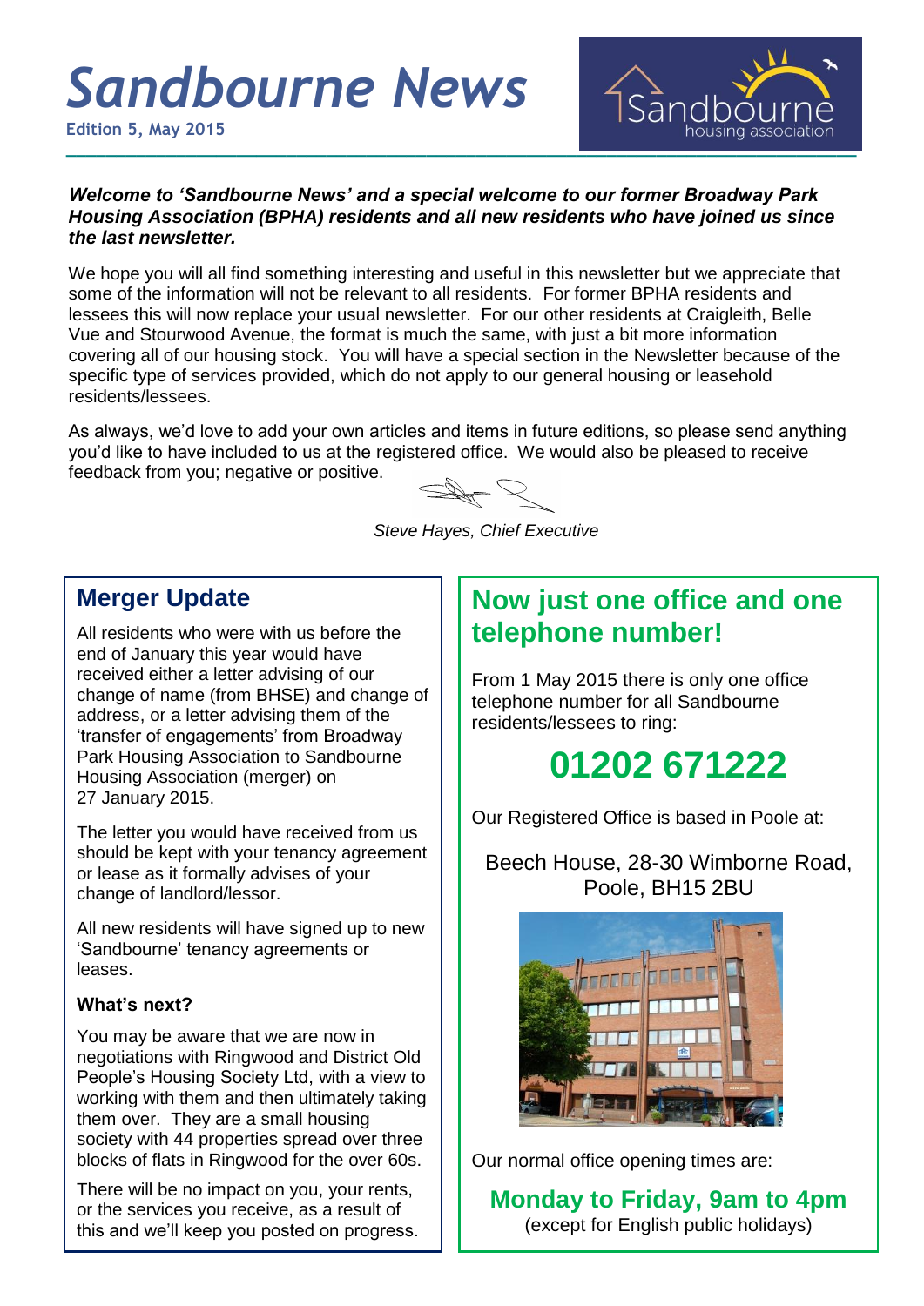# Sandbourne News

**Edition 5, May 2015**

***Welcome to 'Sandbourne News' and a special welcome to our former Broadway Park Housing Association (BPHA) residents and all new residents who have joined us since the last newsletter.***

We hope you will all find something interesting and useful in this newsletter but we appreciate that some of the information will not be relevant to all residents. For former BPHA residents and lessees this will now replace your usual newsletter. For our other residents at Craigleith, Belle Vue and Stourwood Avenue, the format is much the same, with just a bit more information covering all of our housing stock. You will have a special section in the Newsletter because of the specific type of services provided, which do not apply to our general housing or leasehold residents/lessees.

As always, we'd love to add your own articles and items in future editions, so please send anything you'd like to have included to us at the registered office. We would also be pleased to receive feedback from you; negative or positive.

*Steve Hayes, Chief Executive*

## Merger Update

All residents who were with us before the end of January this year would have received either a letter advising of our change of name (from BHSE) and change of address, or a letter advising them of the 'transfer of engagements' from Broadway Park Housing Association to Sandbourne Housing Association (merger) on 27 January 2015.

The letter you would have received from us should be kept with your tenancy agreement or lease as it formally advises of your change of landlord/lessor.

All new residents will have signed up to new 'Sandbourne' tenancy agreements or leases.

### What's next?

You may be aware that we are now in negotiations with Ringwood and District Old People's Housing Society Ltd, with a view to working with them and then ultimately taking them over. They are a small housing society with 44 properties spread over three blocks of flats in Ringwood for the over 60s.

There will be no impact on you, your rents, or the services you receive, as a result of this and we'll keep you posted on progress.

## Now just one office and one telephone number!

From 1 May 2015 there is only one office telephone number for all Sandbourne residents/lessees to ring:

**01202 671222**

Our Registered Office is based in Poole at:

Beech House, 28-30 Wimborne Road, Poole, BH15 2BU

Our normal office opening times are:

**Monday to Friday, 9am to 4pm**
(except for English public holidays)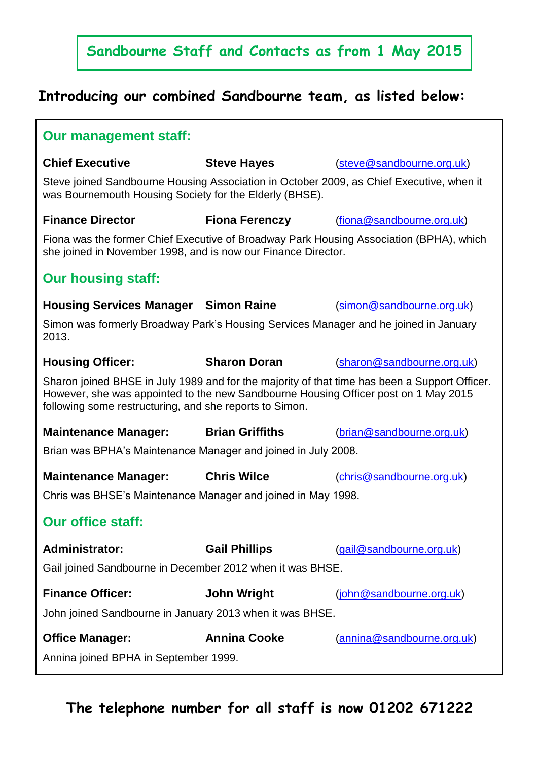# Sandbourne Staff and Contacts as from 1 May 2015

## Introducing our combined Sandbourne team, as listed below:

### Our management staff:

**Chief Executive** **Steve Hayes** (steve@sandbourne.org.uk)

Steve joined Sandbourne Housing Association in October 2009, as Chief Executive, when it was Bournemouth Housing Society for the Elderly (BHSE).

**Finance Director** **Fiona Ferenczy** (fiona@sandbourne.org.uk)

Fiona was the former Chief Executive of Broadway Park Housing Association (BPHA), which she joined in November 1998, and is now our Finance Director.

### Our housing staff:

**Housing Services Manager** **Simon Raine** (simon@sandbourne.org.uk)

Simon was formerly Broadway Park's Housing Services Manager and he joined in January 2013.

**Housing Officer:** **Sharon Doran** (sharon@sandbourne.org.uk)

Sharon joined BHSE in July 1989 and for the majority of that time has been a Support Officer. However, she was appointed to the new Sandbourne Housing Officer post on 1 May 2015 following some restructuring, and she reports to Simon.

**Maintenance Manager:** **Brian Griffiths** (brian@sandbourne.org.uk)

Brian was BPHA's Maintenance Manager and joined in July 2008.

**Maintenance Manager:** **Chris Wilce** (chris@sandbourne.org.uk)

Chris was BHSE's Maintenance Manager and joined in May 1998.

### Our office staff:

**Administrator:** **Gail Phillips** (gail@sandbourne.org.uk)

Gail joined Sandbourne in December 2012 when it was BHSE.

**Finance Officer:** **John Wright** (john@sandbourne.org.uk)

John joined Sandbourne in January 2013 when it was BHSE.

**Office Manager:** **Annina Cooke** (annina@sandbourne.org.uk)

Annina joined BPHA in September 1999.

## The telephone number for all staff is now 01202 671222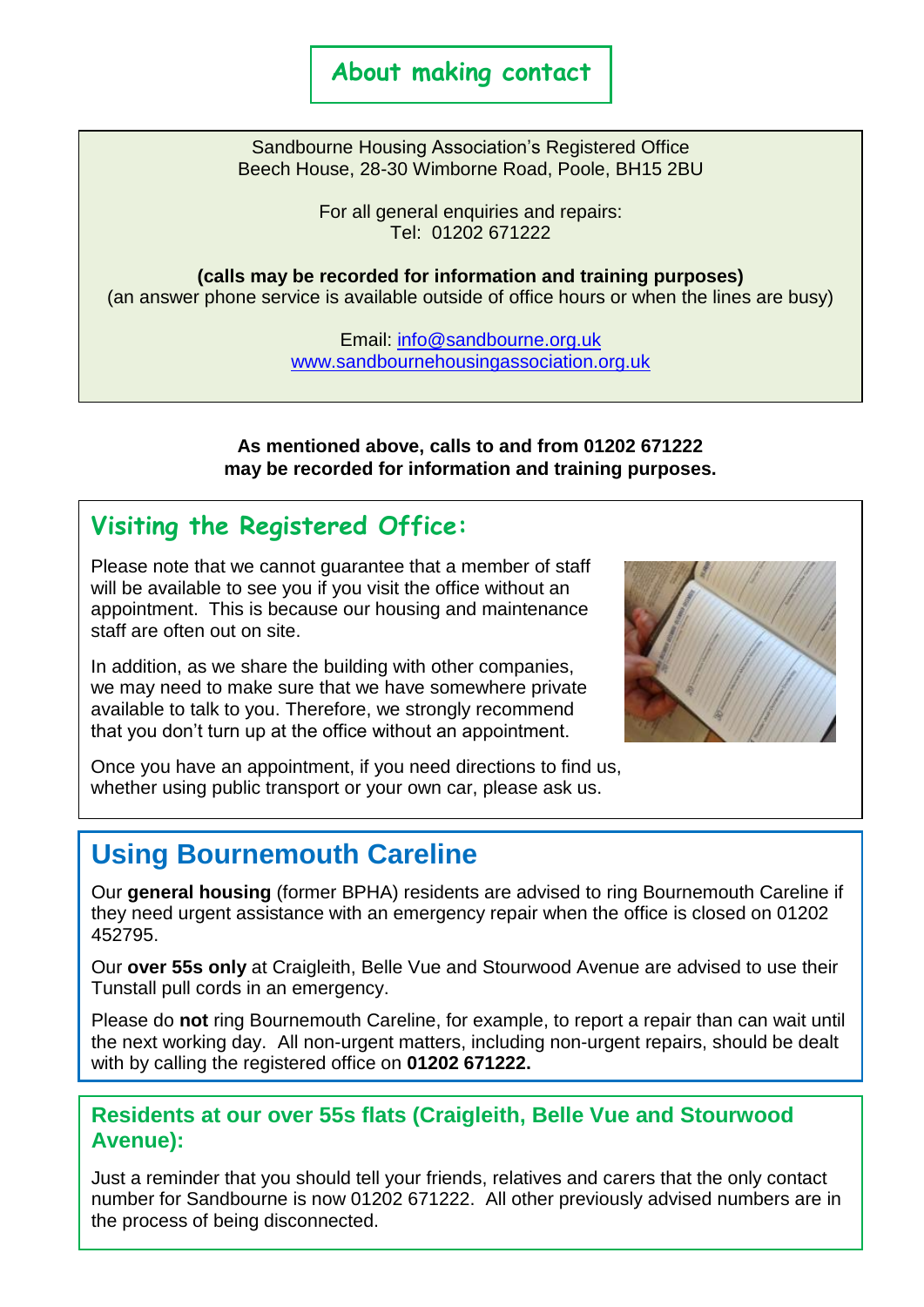# About making contact

Sandbourne Housing Association's Registered Office
Beech House, 28-30 Wimborne Road, Poole, BH15 2BU

For all general enquiries and repairs:
Tel: 01202 671222

**(calls may be recorded for information and training purposes)**
(an answer phone service is available outside of office hours or when the lines are busy)

Email: info@sandbourne.org.uk
www.sandbournehousingassociation.org.uk

**As mentioned above, calls to and from 01202 671222 may be recorded for information and training purposes.**

## Visiting the Registered Office:

Please note that we cannot guarantee that a member of staff will be available to see you if you visit the office without an appointment. This is because our housing and maintenance staff are often out on site.

In addition, as we share the building with other companies, we may need to make sure that we have somewhere private available to talk to you. Therefore, we strongly recommend that you don't turn up at the office without an appointment.

Once you have an appointment, if you need directions to find us, whether using public transport or your own car, please ask us.

## Using Bournemouth Careline

Our **general housing** (former BPHA) residents are advised to ring Bournemouth Careline if they need urgent assistance with an emergency repair when the office is closed on 01202 452795.

Our **over 55s only** at Craigleith, Belle Vue and Stourwood Avenue are advised to use their Tunstall pull cords in an emergency.

Please do **not** ring Bournemouth Careline, for example, to report a repair than can wait until the next working day. All non-urgent matters, including non-urgent repairs, should be dealt with by calling the registered office on **01202 671222.**

### Residents at our over 55s flats (Craigleith, Belle Vue and Stourwood Avenue):

Just a reminder that you should tell your friends, relatives and carers that the only contact number for Sandbourne is now 01202 671222. All other previously advised numbers are in the process of being disconnected.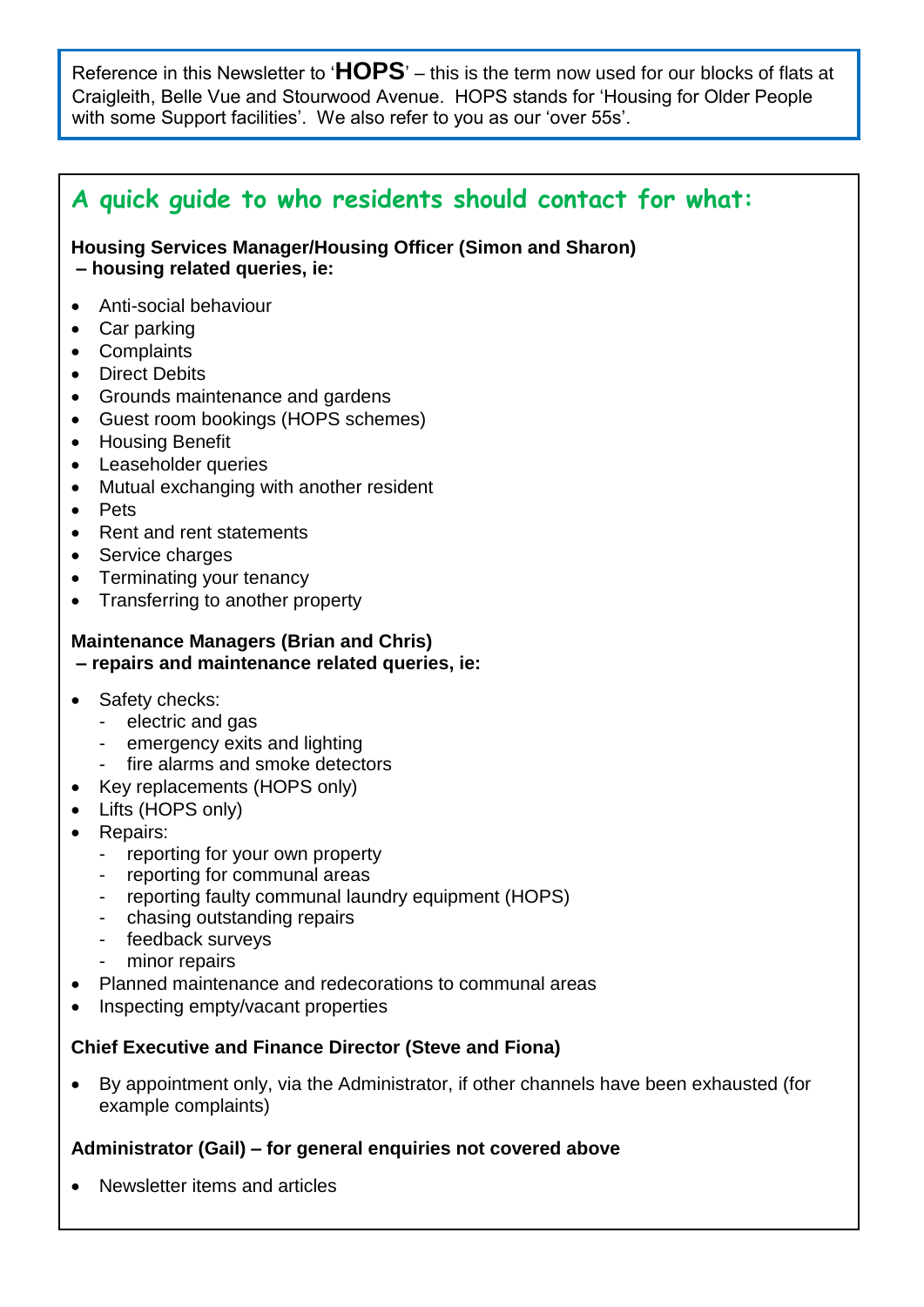Reference in this Newsletter to '**HOPS**' – this is the term now used for our blocks of flats at Craigleith, Belle Vue and Stourwood Avenue. HOPS stands for 'Housing for Older People with some Support facilities'. We also refer to you as our 'over 55s'.

## A quick guide to who residents should contact for what:

**Housing Services Manager/Housing Officer (Simon and Sharon) – housing related queries, ie:**

- Anti-social behaviour
- Car parking
- Complaints
- Direct Debits
- Grounds maintenance and gardens
- Guest room bookings (HOPS schemes)
- Housing Benefit
- Leaseholder queries
- Mutual exchanging with another resident
- Pets
- Rent and rent statements
- Service charges
- Terminating your tenancy
- Transferring to another property

**Maintenance Managers (Brian and Chris) – repairs and maintenance related queries, ie:**

- Safety checks:
  - electric and gas
  - emergency exits and lighting
  - fire alarms and smoke detectors
- Key replacements (HOPS only)
- Lifts (HOPS only)
- Repairs:
  - reporting for your own property
  - reporting for communal areas
  - reporting faulty communal laundry equipment (HOPS)
  - chasing outstanding repairs
  - feedback surveys
  - minor repairs
- Planned maintenance and redecorations to communal areas
- Inspecting empty/vacant properties

**Chief Executive and Finance Director (Steve and Fiona)**

- By appointment only, via the Administrator, if other channels have been exhausted (for example complaints)

**Administrator (Gail) – for general enquiries not covered above**

- Newsletter items and articles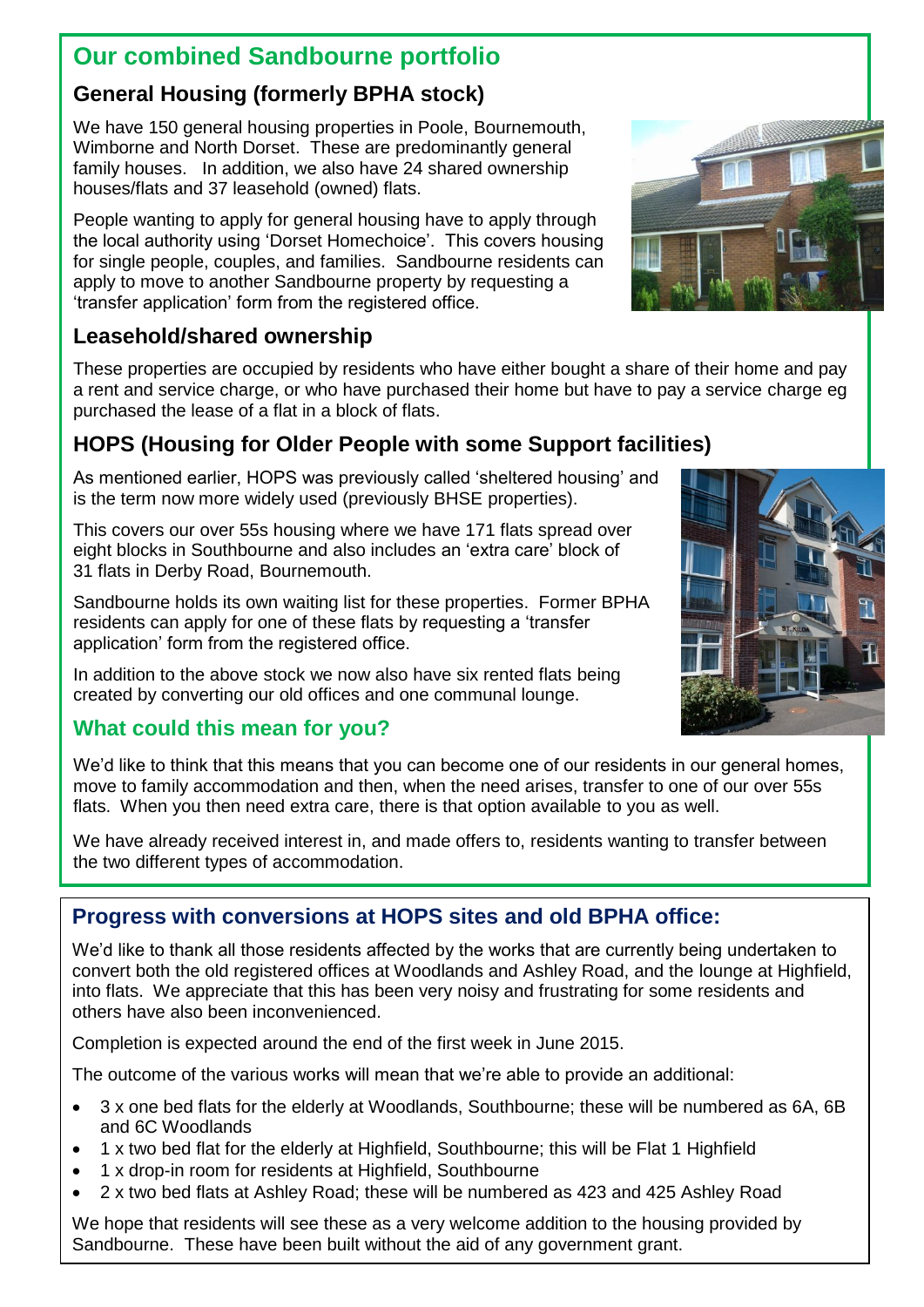## Our combined Sandbourne portfolio

### General Housing (formerly BPHA stock)

We have 150 general housing properties in Poole, Bournemouth, Wimborne and North Dorset. These are predominantly general family houses. In addition, we also have 24 shared ownership houses/flats and 37 leasehold (owned) flats.

People wanting to apply for general housing have to apply through the local authority using 'Dorset Homechoice'. This covers housing for single people, couples, and families. Sandbourne residents can apply to move to another Sandbourne property by requesting a 'transfer application' form from the registered office.

### Leasehold/shared ownership

These properties are occupied by residents who have either bought a share of their home and pay a rent and service charge, or who have purchased their home but have to pay a service charge eg purchased the lease of a flat in a block of flats.

### HOPS (Housing for Older People with some Support facilities)

As mentioned earlier, HOPS was previously called 'sheltered housing' and is the term now more widely used (previously BHSE properties).

This covers our over 55s housing where we have 171 flats spread over eight blocks in Southbourne and also includes an 'extra care' block of 31 flats in Derby Road, Bournemouth.

Sandbourne holds its own waiting list for these properties. Former BPHA residents can apply for one of these flats by requesting a 'transfer application' form from the registered office.

In addition to the above stock we now also have six rented flats being created by converting our old offices and one communal lounge.

### What could this mean for you?

We'd like to think that this means that you can become one of our residents in our general homes, move to family accommodation and then, when the need arises, transfer to one of our over 55s flats. When you then need extra care, there is that option available to you as well.

We have already received interest in, and made offers to, residents wanting to transfer between the two different types of accommodation.

## Progress with conversions at HOPS sites and old BPHA office:

We'd like to thank all those residents affected by the works that are currently being undertaken to convert both the old registered offices at Woodlands and Ashley Road, and the lounge at Highfield, into flats. We appreciate that this has been very noisy and frustrating for some residents and others have also been inconvenienced.

Completion is expected around the end of the first week in June 2015.

The outcome of the various works will mean that we're able to provide an additional:

- 3 x one bed flats for the elderly at Woodlands, Southbourne; these will be numbered as 6A, 6B and 6C Woodlands
- 1 x two bed flat for the elderly at Highfield, Southbourne; this will be Flat 1 Highfield
- 1 x drop-in room for residents at Highfield, Southbourne
- 2 x two bed flats at Ashley Road; these will be numbered as 423 and 425 Ashley Road

We hope that residents will see these as a very welcome addition to the housing provided by Sandbourne. These have been built without the aid of any government grant.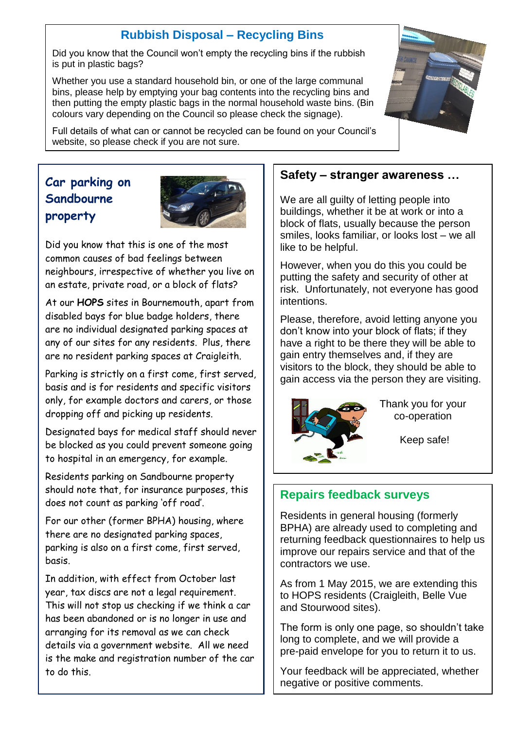## Rubbish Disposal – Recycling Bins

Did you know that the Council won't empty the recycling bins if the rubbish is put in plastic bags?

Whether you use a standard household bin, or one of the large communal bins, please help by emptying your bag contents into the recycling bins and then putting the empty plastic bags in the normal household waste bins. (Bin colours vary depending on the Council so please check the signage).

Full details of what can or cannot be recycled can be found on your Council's website, so please check if you are not sure.

## Car parking on Sandbourne property

Did you know that this is one of the most common causes of bad feelings between neighbours, irrespective of whether you live on an estate, private road, or a block of flats?

At our **HOPS** sites in Bournemouth, apart from disabled bays for blue badge holders, there are no individual designated parking spaces at any of our sites for any residents. Plus, there are no resident parking spaces at Craigleith.

Parking is strictly on a first come, first served, basis and is for residents and specific visitors only, for example doctors and carers, or those dropping off and picking up residents.

Designated bays for medical staff should never be blocked as you could prevent someone going to hospital in an emergency, for example.

Residents parking on Sandbourne property should note that, for insurance purposes, this does not count as parking 'off road'.

For our other (former BPHA) housing, where there are no designated parking spaces, parking is also on a first come, first served, basis.

In addition, with effect from October last year, tax discs are not a legal requirement. This will not stop us checking if we think a car has been abandoned or is no longer in use and arranging for its removal as we can check details via a government website. All we need is the make and registration number of the car to do this.

## Safety – stranger awareness …

We are all guilty of letting people into buildings, whether it be at work or into a block of flats, usually because the person smiles, looks familiar, or looks lost – we all like to be helpful.

However, when you do this you could be putting the safety and security of other at risk. Unfortunately, not everyone has good intentions.

Please, therefore, avoid letting anyone you don't know into your block of flats; if they have a right to be there they will be able to gain entry themselves and, if they are visitors to the block, they should be able to gain access via the person they are visiting.

Thank you for your co-operation

Keep safe!

## Repairs feedback surveys

Residents in general housing (formerly BPHA) are already used to completing and returning feedback questionnaires to help us improve our repairs service and that of the contractors we use.

As from 1 May 2015, we are extending this to HOPS residents (Craigleith, Belle Vue and Stourwood sites).

The form is only one page, so shouldn't take long to complete, and we will provide a pre-paid envelope for you to return it to us.

Your feedback will be appreciated, whether negative or positive comments.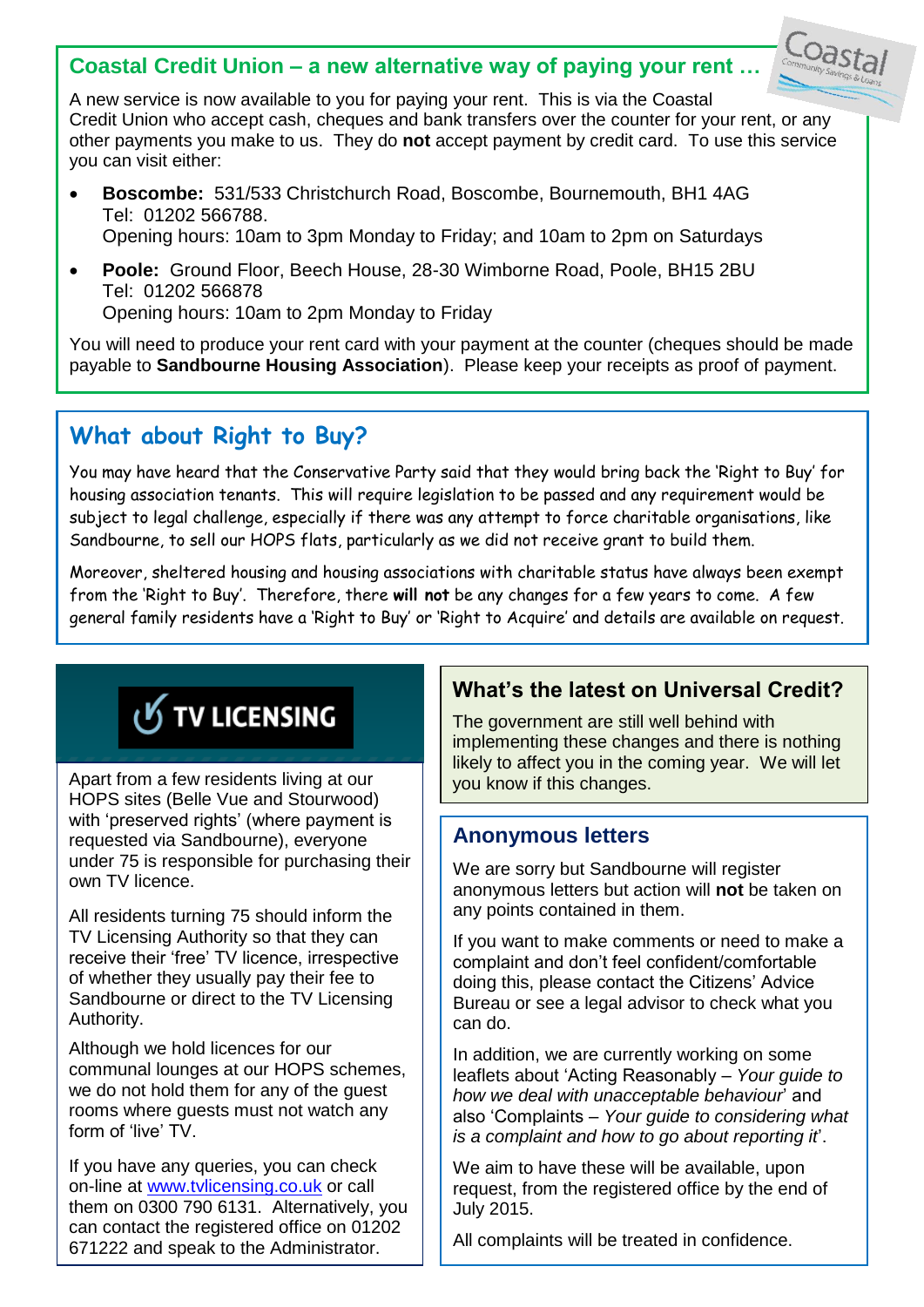## Coastal Credit Union – a new alternative way of paying your rent …

A new service is now available to you for paying your rent. This is via the Coastal Credit Union who accept cash, cheques and bank transfers over the counter for your rent, or any other payments you make to us. They do **not** accept payment by credit card. To use this service you can visit either:

- **Boscombe:** 531/533 Christchurch Road, Boscombe, Bournemouth, BH1 4AG
  Tel: 01202 566788.
  Opening hours: 10am to 3pm Monday to Friday; and 10am to 2pm on Saturdays
- **Poole:** Ground Floor, Beech House, 28-30 Wimborne Road, Poole, BH15 2BU
  Tel: 01202 566878
  Opening hours: 10am to 2pm Monday to Friday

You will need to produce your rent card with your payment at the counter (cheques should be made payable to **Sandbourne Housing Association**). Please keep your receipts as proof of payment.

## What about Right to Buy?

You may have heard that the Conservative Party said that they would bring back the 'Right to Buy' for housing association tenants. This will require legislation to be passed and any requirement would be subject to legal challenge, especially if there was any attempt to force charitable organisations, like Sandbourne, to sell our HOPS flats, particularly as we did not receive grant to build them.

Moreover, sheltered housing and housing associations with charitable status have always been exempt from the 'Right to Buy'. Therefore, there **will not** be any changes for a few years to come. A few general family residents have a 'Right to Buy' or 'Right to Acquire' and details are available on request.

## TV LICENSING

Apart from a few residents living at our HOPS sites (Belle Vue and Stourwood) with 'preserved rights' (where payment is requested via Sandbourne), everyone under 75 is responsible for purchasing their own TV licence.

All residents turning 75 should inform the TV Licensing Authority so that they can receive their 'free' TV licence, irrespective of whether they usually pay their fee to Sandbourne or direct to the TV Licensing Authority.

Although we hold licences for our communal lounges at our HOPS schemes, we do not hold them for any of the guest rooms where guests must not watch any form of 'live' TV.

If you have any queries, you can check on-line at www.tvlicensing.co.uk or call them on 0300 790 6131. Alternatively, you can contact the registered office on 01202 671222 and speak to the Administrator.

## What's the latest on Universal Credit?

The government are still well behind with implementing these changes and there is nothing likely to affect you in the coming year. We will let you know if this changes.

## Anonymous letters

We are sorry but Sandbourne will register anonymous letters but action will **not** be taken on any points contained in them.

If you want to make comments or need to make a complaint and don't feel confident/comfortable doing this, please contact the Citizens' Advice Bureau or see a legal advisor to check what you can do.

In addition, we are currently working on some leaflets about 'Acting Reasonably – *Your guide to how we deal with unacceptable behaviour*' and also 'Complaints – *Your guide to considering what is a complaint and how to go about reporting it*'.

We aim to have these will be available, upon request, from the registered office by the end of July 2015.

All complaints will be treated in confidence.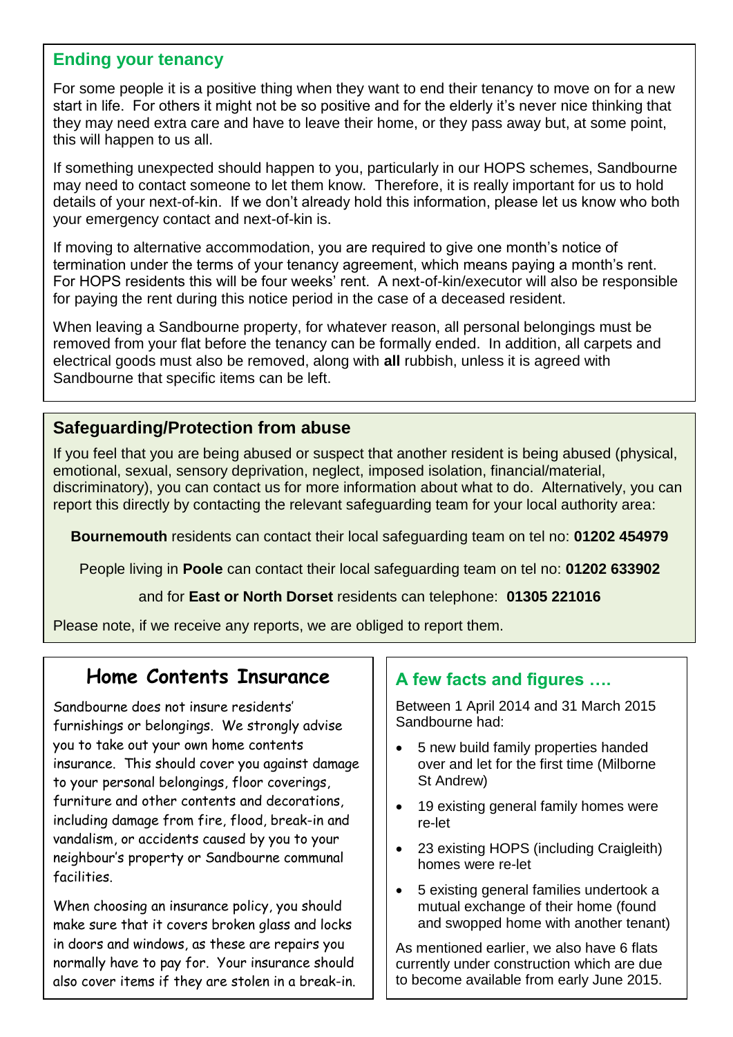## Ending your tenancy

For some people it is a positive thing when they want to end their tenancy to move on for a new start in life. For others it might not be so positive and for the elderly it's never nice thinking that they may need extra care and have to leave their home, or they pass away but, at some point, this will happen to us all.

If something unexpected should happen to you, particularly in our HOPS schemes, Sandbourne may need to contact someone to let them know. Therefore, it is really important for us to hold details of your next-of-kin. If we don't already hold this information, please let us know who both your emergency contact and next-of-kin is.

If moving to alternative accommodation, you are required to give one month's notice of termination under the terms of your tenancy agreement, which means paying a month's rent. For HOPS residents this will be four weeks' rent. A next-of-kin/executor will also be responsible for paying the rent during this notice period in the case of a deceased resident.

When leaving a Sandbourne property, for whatever reason, all personal belongings must be removed from your flat before the tenancy can be formally ended. In addition, all carpets and electrical goods must also be removed, along with **all** rubbish, unless it is agreed with Sandbourne that specific items can be left.

## Safeguarding/Protection from abuse

If you feel that you are being abused or suspect that another resident is being abused (physical, emotional, sexual, sensory deprivation, neglect, imposed isolation, financial/material, discriminatory), you can contact us for more information about what to do. Alternatively, you can report this directly by contacting the relevant safeguarding team for your local authority area:

**Bournemouth** residents can contact their local safeguarding team on tel no: **01202 454979**

People living in **Poole** can contact their local safeguarding team on tel no: **01202 633902**

and for **East or North Dorset** residents can telephone: **01305 221016**

Please note, if we receive any reports, we are obliged to report them.

## Home Contents Insurance

Sandbourne does not insure residents' furnishings or belongings. We strongly advise you to take out your own home contents insurance. This should cover you against damage to your personal belongings, floor coverings, furniture and other contents and decorations, including damage from fire, flood, break-in and vandalism, or accidents caused by you to your neighbour's property or Sandbourne communal facilities.

When choosing an insurance policy, you should make sure that it covers broken glass and locks in doors and windows, as these are repairs you normally have to pay for. Your insurance should also cover items if they are stolen in a break-in.

## A few facts and figures ….

Between 1 April 2014 and 31 March 2015 Sandbourne had:

- 5 new build family properties handed over and let for the first time (Milborne St Andrew)
- 19 existing general family homes were re-let
- 23 existing HOPS (including Craigleith) homes were re-let
- 5 existing general families undertook a mutual exchange of their home (found and swopped home with another tenant)

As mentioned earlier, we also have 6 flats currently under construction which are due to become available from early June 2015.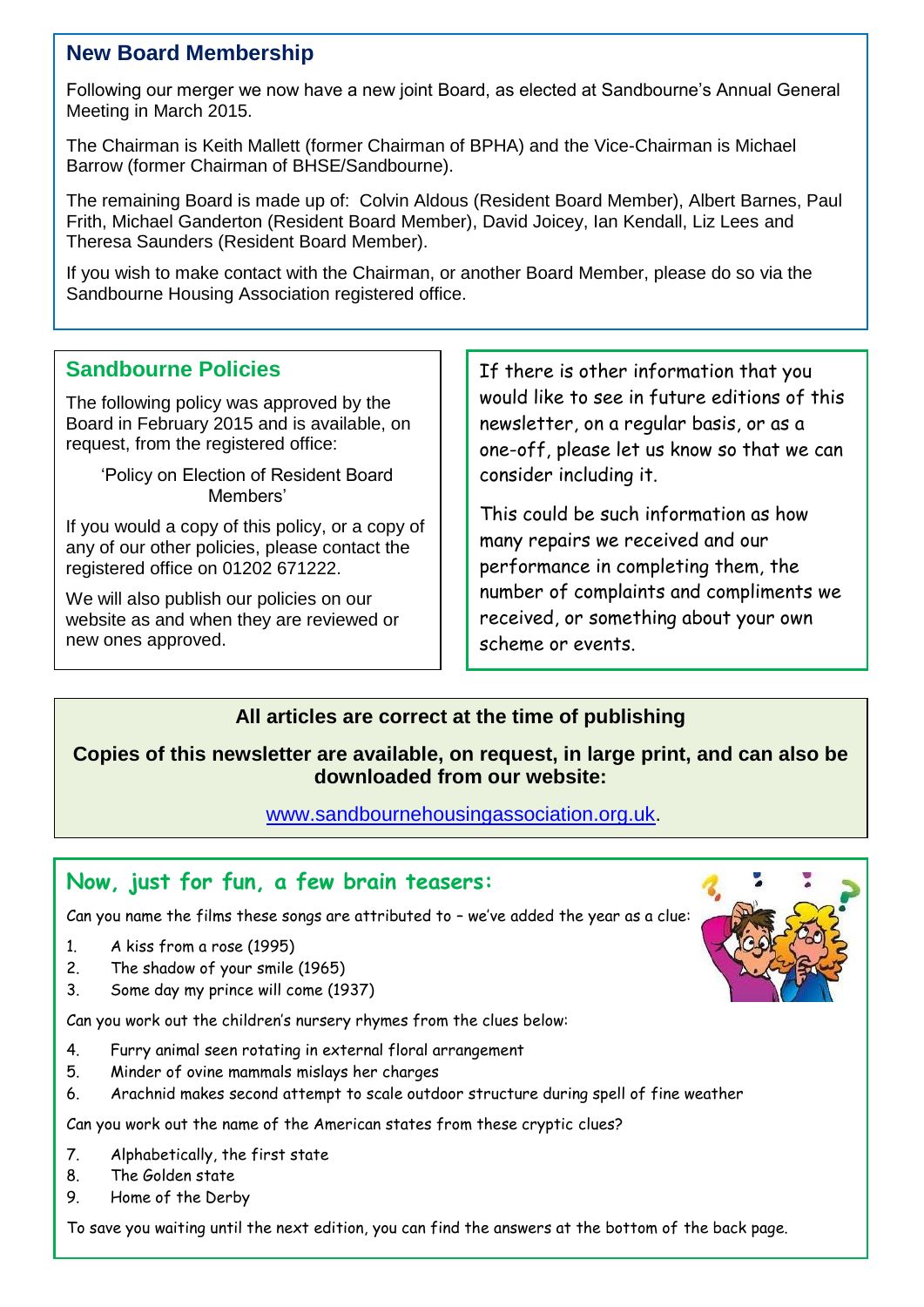## New Board Membership

Following our merger we now have a new joint Board, as elected at Sandbourne's Annual General Meeting in March 2015.

The Chairman is Keith Mallett (former Chairman of BPHA) and the Vice-Chairman is Michael Barrow (former Chairman of BHSE/Sandbourne).

The remaining Board is made up of: Colvin Aldous (Resident Board Member), Albert Barnes, Paul Frith, Michael Ganderton (Resident Board Member), David Joicey, Ian Kendall, Liz Lees and Theresa Saunders (Resident Board Member).

If you wish to make contact with the Chairman, or another Board Member, please do so via the Sandbourne Housing Association registered office.

## Sandbourne Policies

The following policy was approved by the Board in February 2015 and is available, on request, from the registered office:

'Policy on Election of Resident Board Members'

If you would a copy of this policy, or a copy of any of our other policies, please contact the registered office on 01202 671222.

We will also publish our policies on our website as and when they are reviewed or new ones approved.

If there is other information that you would like to see in future editions of this newsletter, on a regular basis, or as a one-off, please let us know so that we can consider including it.

This could be such information as how many repairs we received and our performance in completing them, the number of complaints and compliments we received, or something about your own scheme or events.

**All articles are correct at the time of publishing**

**Copies of this newsletter are available, on request, in large print, and can also be downloaded from our website:**

www.sandbournehousingassociation.org.uk.

## Now, just for fun, a few brain teasers:

Can you name the films these songs are attributed to – we've added the year as a clue:

1. A kiss from a rose (1995)
2. The shadow of your smile (1965)
3. Some day my prince will come (1937)

Can you work out the children's nursery rhymes from the clues below:

4. Furry animal seen rotating in external floral arrangement
5. Minder of ovine mammals mislays her charges
6. Arachnid makes second attempt to scale outdoor structure during spell of fine weather

Can you work out the name of the American states from these cryptic clues?

7. Alphabetically, the first state
8. The Golden state
9. Home of the Derby

To save you waiting until the next edition, you can find the answers at the bottom of the back page.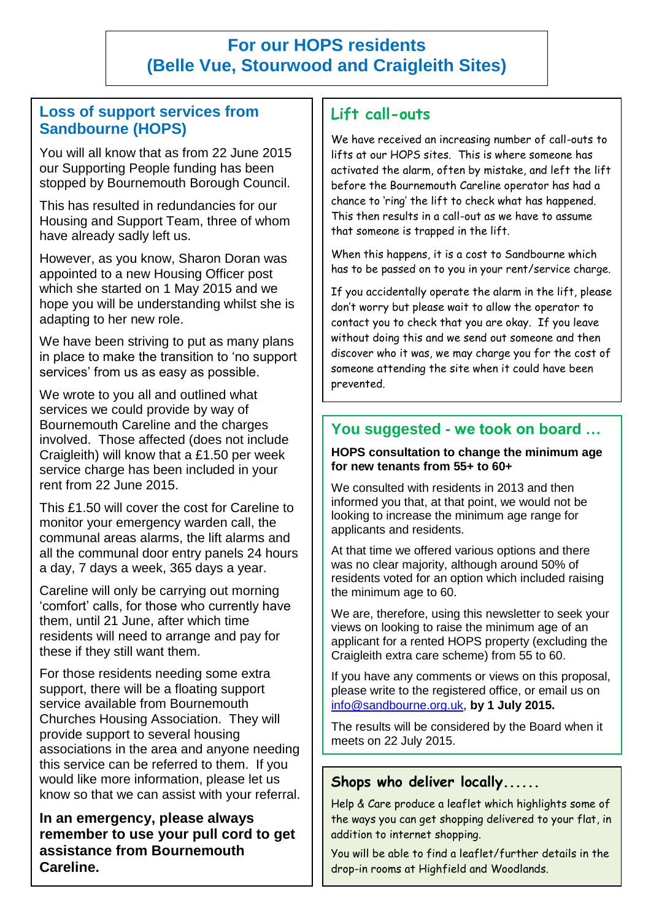# For our HOPS residents
# (Belle Vue, Stourwood and Craigleith Sites)

## Loss of support services from Sandbourne (HOPS)

You will all know that as from 22 June 2015 our Supporting People funding has been stopped by Bournemouth Borough Council.

This has resulted in redundancies for our Housing and Support Team, three of whom have already sadly left us.

However, as you know, Sharon Doran was appointed to a new Housing Officer post which she started on 1 May 2015 and we hope you will be understanding whilst she is adapting to her new role.

We have been striving to put as many plans in place to make the transition to 'no support services' from us as easy as possible.

We wrote to you all and outlined what services we could provide by way of Bournemouth Careline and the charges involved. Those affected (does not include Craigleith) will know that a £1.50 per week service charge has been included in your rent from 22 June 2015.

This £1.50 will cover the cost for Careline to monitor your emergency warden call, the communal areas alarms, the lift alarms and all the communal door entry panels 24 hours a day, 7 days a week, 365 days a year.

Careline will only be carrying out morning 'comfort' calls, for those who currently have them, until 21 June, after which time residents will need to arrange and pay for these if they still want them.

For those residents needing some extra support, there will be a floating support service available from Bournemouth Churches Housing Association. They will provide support to several housing associations in the area and anyone needing this service can be referred to them. If you would like more information, please let us know so that we can assist with your referral.

**In an emergency, please always remember to use your pull cord to get assistance from Bournemouth Careline.**

## Lift call-outs

We have received an increasing number of call-outs to lifts at our HOPS sites. This is where someone has activated the alarm, often by mistake, and left the lift before the Bournemouth Careline operator has had a chance to 'ring' the lift to check what has happened. This then results in a call-out as we have to assume that someone is trapped in the lift.

When this happens, it is a cost to Sandbourne which has to be passed on to you in your rent/service charge.

If you accidentally operate the alarm in the lift, please don't worry but please wait to allow the operator to contact you to check that you are okay. If you leave without doing this and we send out someone and then discover who it was, we may charge you for the cost of someone attending the site when it could have been prevented.

## You suggested - we took on board …

**HOPS consultation to change the minimum age for new tenants from 55+ to 60+**

We consulted with residents in 2013 and then informed you that, at that point, we would not be looking to increase the minimum age range for applicants and residents.

At that time we offered various options and there was no clear majority, although around 50% of residents voted for an option which included raising the minimum age to 60.

We are, therefore, using this newsletter to seek your views on looking to raise the minimum age of an applicant for a rented HOPS property (excluding the Craigleith extra care scheme) from 55 to 60.

If you have any comments or views on this proposal, please write to the registered office, or email us on info@sandbourne.org.uk, **by 1 July 2015.**

The results will be considered by the Board when it meets on 22 July 2015.

## Shops who deliver locally......

Help & Care produce a leaflet which highlights some of the ways you can get shopping delivered to your flat, in addition to internet shopping.

You will be able to find a leaflet/further details in the drop-in rooms at Highfield and Woodlands.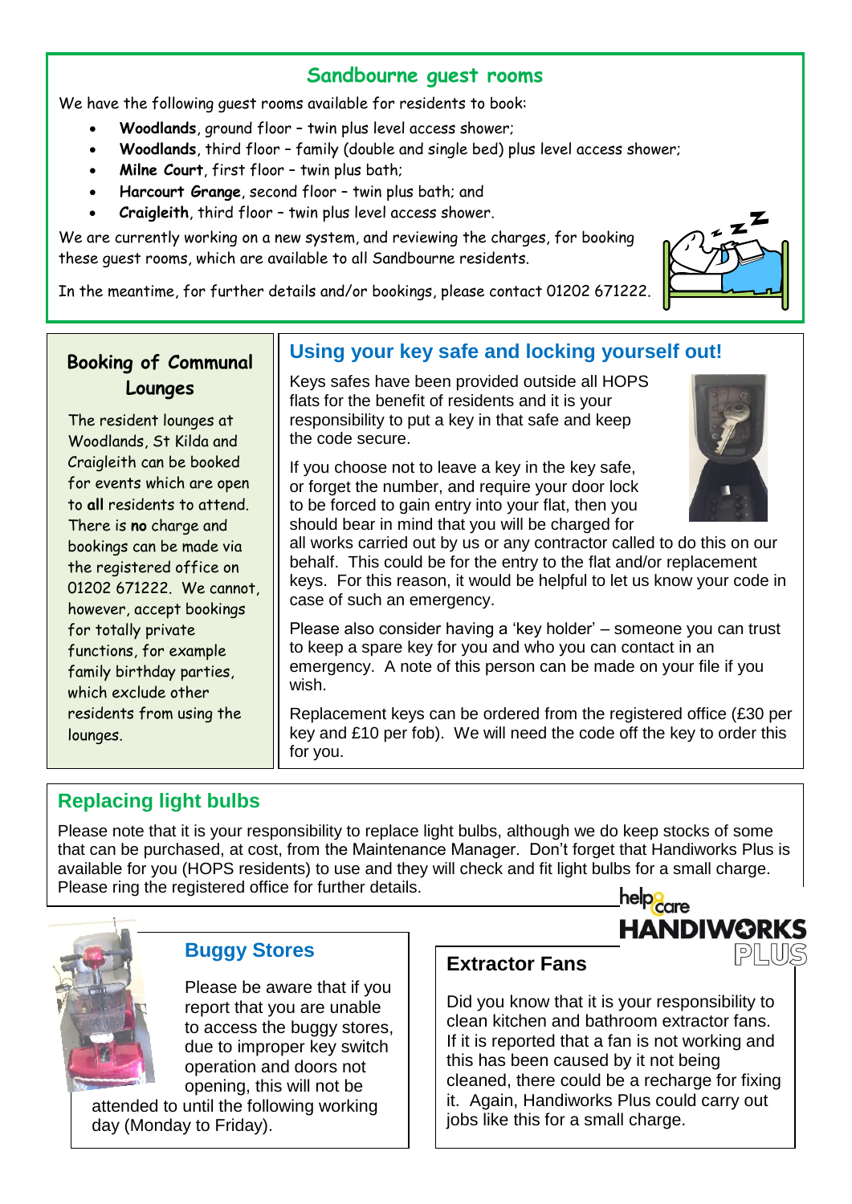## Sandbourne guest rooms

We have the following guest rooms available for residents to book:

- **Woodlands**, ground floor – twin plus level access shower;
- **Woodlands**, third floor – family (double and single bed) plus level access shower;
- **Milne Court**, first floor – twin plus bath;
- **Harcourt Grange**, second floor – twin plus bath; and
- **Craigleith**, third floor – twin plus level access shower.

We are currently working on a new system, and reviewing the charges, for booking these guest rooms, which are available to all Sandbourne residents.

In the meantime, for further details and/or bookings, please contact 01202 671222.

## Booking of Communal Lounges

The resident lounges at Woodlands, St Kilda and Craigleith can be booked for events which are open to **all** residents to attend. There is **no** charge and bookings can be made via the registered office on 01202 671222. We cannot, however, accept bookings for totally private functions, for example family birthday parties, which exclude other residents from using the lounges.

## Using your key safe and locking yourself out!

Keys safes have been provided outside all HOPS flats for the benefit of residents and it is your responsibility to put a key in that safe and keep the code secure.

If you choose not to leave a key in the key safe, or forget the number, and require your door lock to be forced to gain entry into your flat, then you should bear in mind that you will be charged for all works carried out by us or any contractor called to do this on our behalf. This could be for the entry to the flat and/or replacement keys. For this reason, it would be helpful to let us know your code in case of such an emergency.

Please also consider having a 'key holder' – someone you can trust to keep a spare key for you and who you can contact in an emergency. A note of this person can be made on your file if you wish.

Replacement keys can be ordered from the registered office (£30 per key and £10 per fob). We will need the code off the key to order this for you.

## Replacing light bulbs

Please note that it is your responsibility to replace light bulbs, although we do keep stocks of some that can be purchased, at cost, from the Maintenance Manager. Don't forget that Handiworks Plus is available for you (HOPS residents) to use and they will check and fit light bulbs for a small charge. Please ring the registered office for further details.

## Buggy Stores

Please be aware that if you report that you are unable to access the buggy stores, due to improper key switch operation and doors not opening, this will not be attended to until the following working day (Monday to Friday).

## Extractor Fans

Did you know that it is your responsibility to clean kitchen and bathroom extractor fans. If it is reported that a fan is not working and this has been caused by it not being cleaned, there could be a recharge for fixing it. Again, Handiworks Plus could carry out jobs like this for a small charge.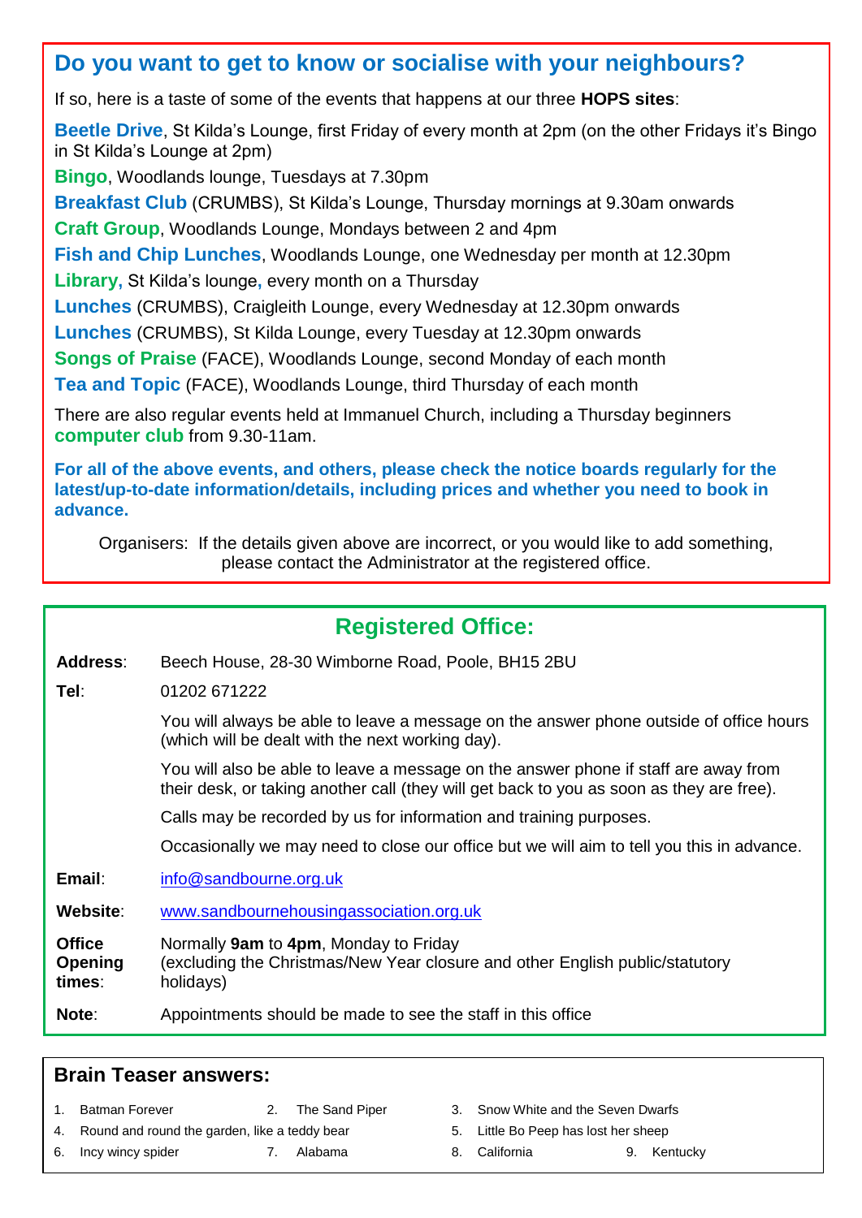## Do you want to get to know or socialise with your neighbours?

If so, here is a taste of some of the events that happens at our three **HOPS sites**:

**Beetle Drive**, St Kilda's Lounge, first Friday of every month at 2pm (on the other Fridays it's Bingo in St Kilda's Lounge at 2pm)

**Bingo**, Woodlands lounge, Tuesdays at 7.30pm

**Breakfast Club** (CRUMBS), St Kilda's Lounge, Thursday mornings at 9.30am onwards

**Craft Group**, Woodlands Lounge, Mondays between 2 and 4pm

**Fish and Chip Lunches**, Woodlands Lounge, one Wednesday per month at 12.30pm

**Library**, St Kilda's lounge, every month on a Thursday

**Lunches** (CRUMBS), Craigleith Lounge, every Wednesday at 12.30pm onwards

**Lunches** (CRUMBS), St Kilda Lounge, every Tuesday at 12.30pm onwards

**Songs of Praise** (FACE), Woodlands Lounge, second Monday of each month

**Tea and Topic** (FACE), Woodlands Lounge, third Thursday of each month

There are also regular events held at Immanuel Church, including a Thursday beginners **computer club** from 9.30-11am.

**For all of the above events, and others, please check the notice boards regularly for the latest/up-to-date information/details, including prices and whether you need to book in advance.**

Organisers: If the details given above are incorrect, or you would like to add something, please contact the Administrator at the registered office.

## Registered Office:

**Address**: Beech House, 28-30 Wimborne Road, Poole, BH15 2BU

**Tel**: 01202 671222

You will always be able to leave a message on the answer phone outside of office hours (which will be dealt with the next working day).

You will also be able to leave a message on the answer phone if staff are away from their desk, or taking another call (they will get back to you as soon as they are free).

Calls may be recorded by us for information and training purposes.

Occasionally we may need to close our office but we will aim to tell you this in advance.

**Email**: info@sandbourne.org.uk

**Website**: www.sandbournehousingassociation.org.uk

**Office Opening times**: Normally **9am** to **4pm**, Monday to Friday (excluding the Christmas/New Year closure and other English public/statutory holidays)

**Note**: Appointments should be made to see the staff in this office

## Brain Teaser answers:

1. Batman Forever
2. The Sand Piper
3. Snow White and the Seven Dwarfs
4. Round and round the garden, like a teddy bear
5. Little Bo Peep has lost her sheep
6. Incy wincy spider
7. Alabama
8. California
9. Kentucky